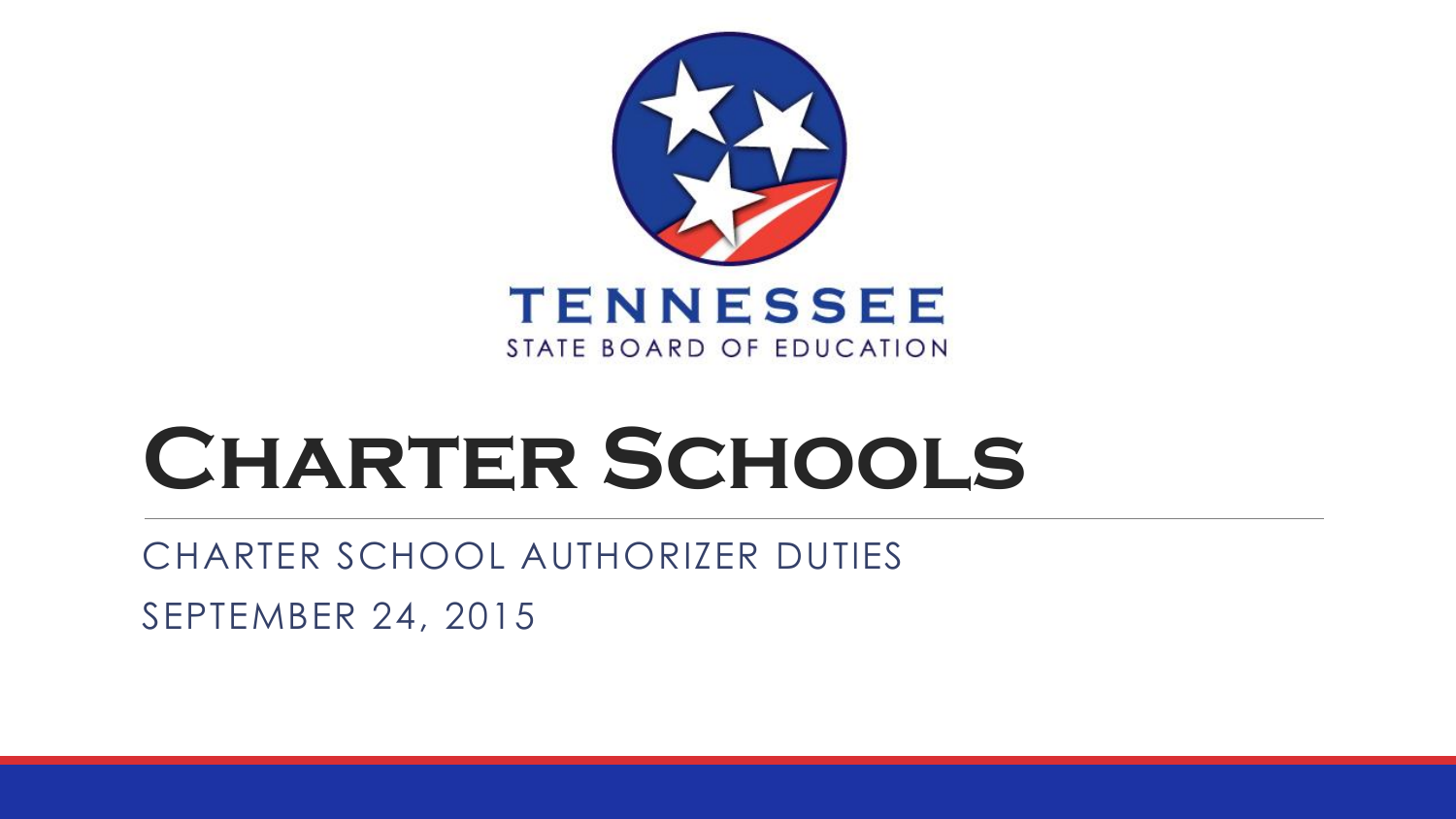TENNESSEE

STATE BOARD OF EDUCATION

# Charter Schools

CHARTER SCHOOL AUTHORIZER DUTIES

SEPTEMBER 24, 2015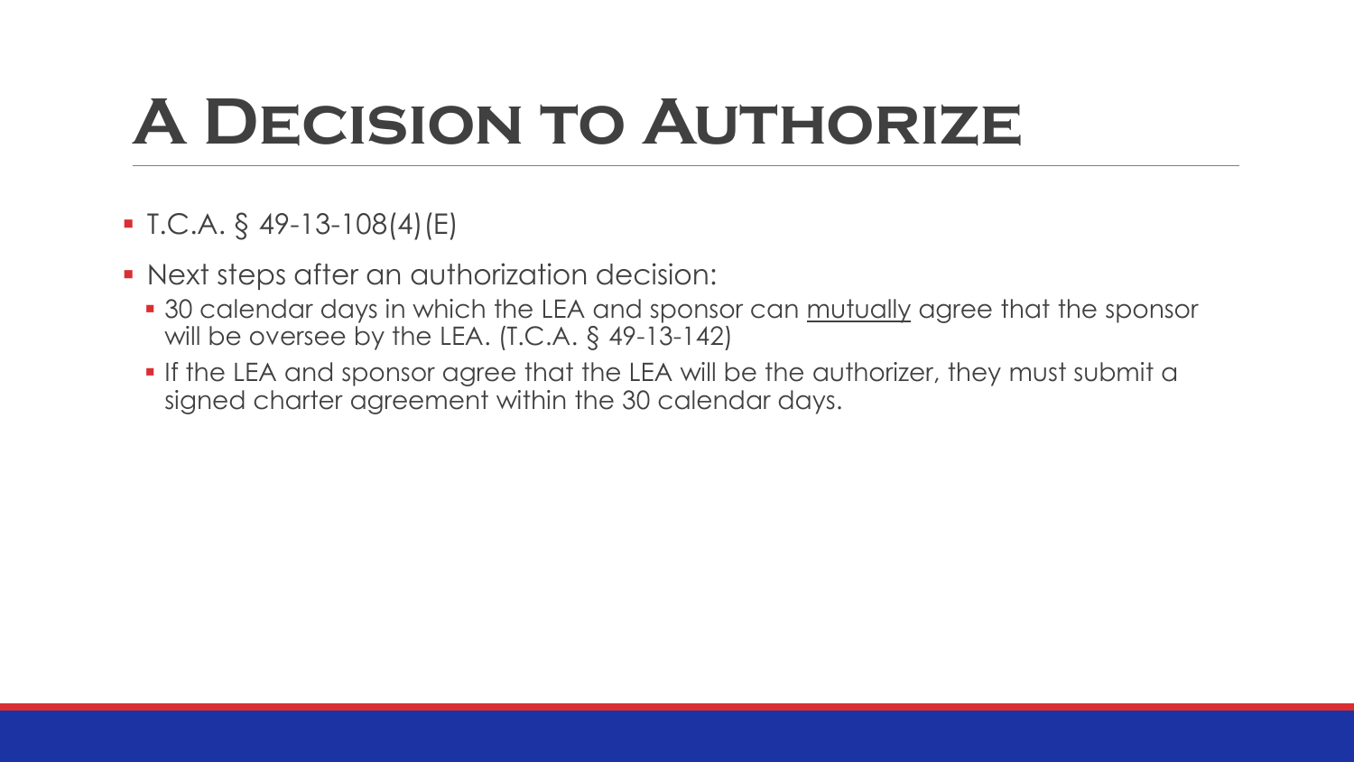# A Decision to Authorize

- T.C.A. § 49-13-108(4)(E)
- Next steps after an authorization decision:
  - 30 calendar days in which the LEA and sponsor can <u>mutually</u> agree that the sponsor will be oversee by the LEA. (T.C.A. § 49-13-142)
  - If the LEA and sponsor agree that the LEA will be the authorizer, they must submit a signed charter agreement within the 30 calendar days.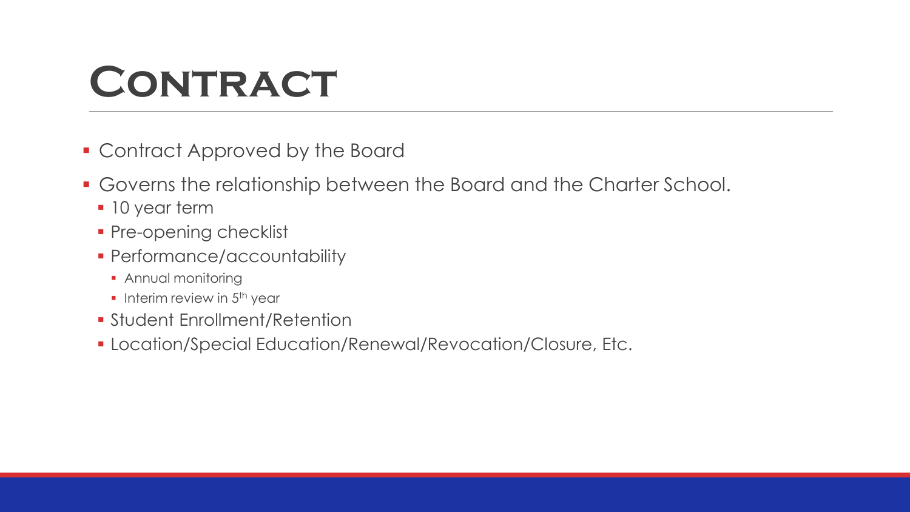# Contract

- Contract Approved by the Board
- Governs the relationship between the Board and the Charter School.
  - 10 year term
  - Pre-opening checklist
  - Performance/accountability
    - Annual monitoring
    - Interim review in 5th year
  - Student Enrollment/Retention
  - Location/Special Education/Renewal/Revocation/Closure, Etc.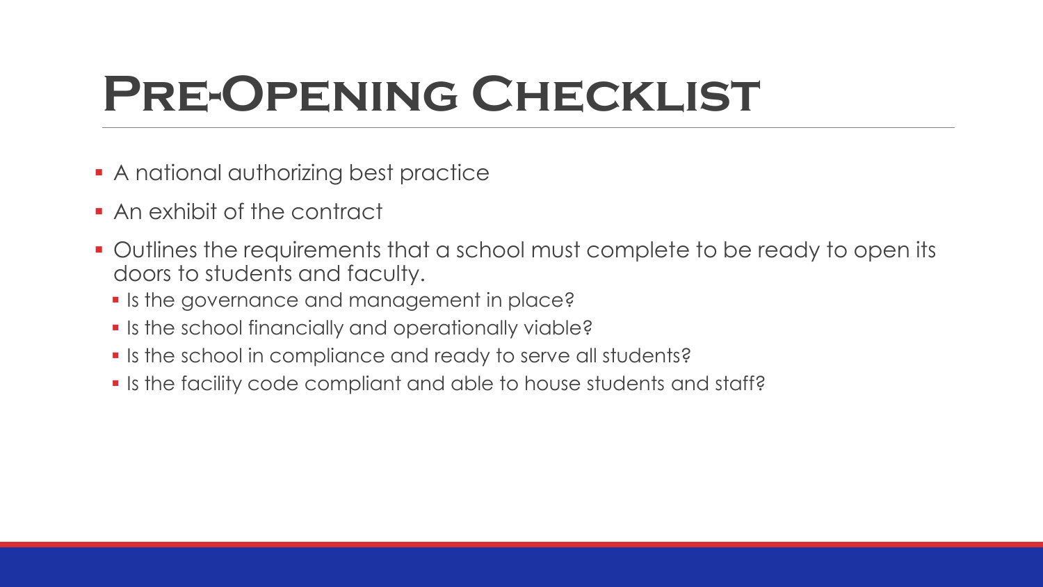# Pre-Opening Checklist

- A national authorizing best practice
- An exhibit of the contract
- Outlines the requirements that a school must complete to be ready to open its doors to students and faculty.
  - Is the governance and management in place?
  - Is the school financially and operationally viable?
  - Is the school in compliance and ready to serve all students?
  - Is the facility code compliant and able to house students and staff?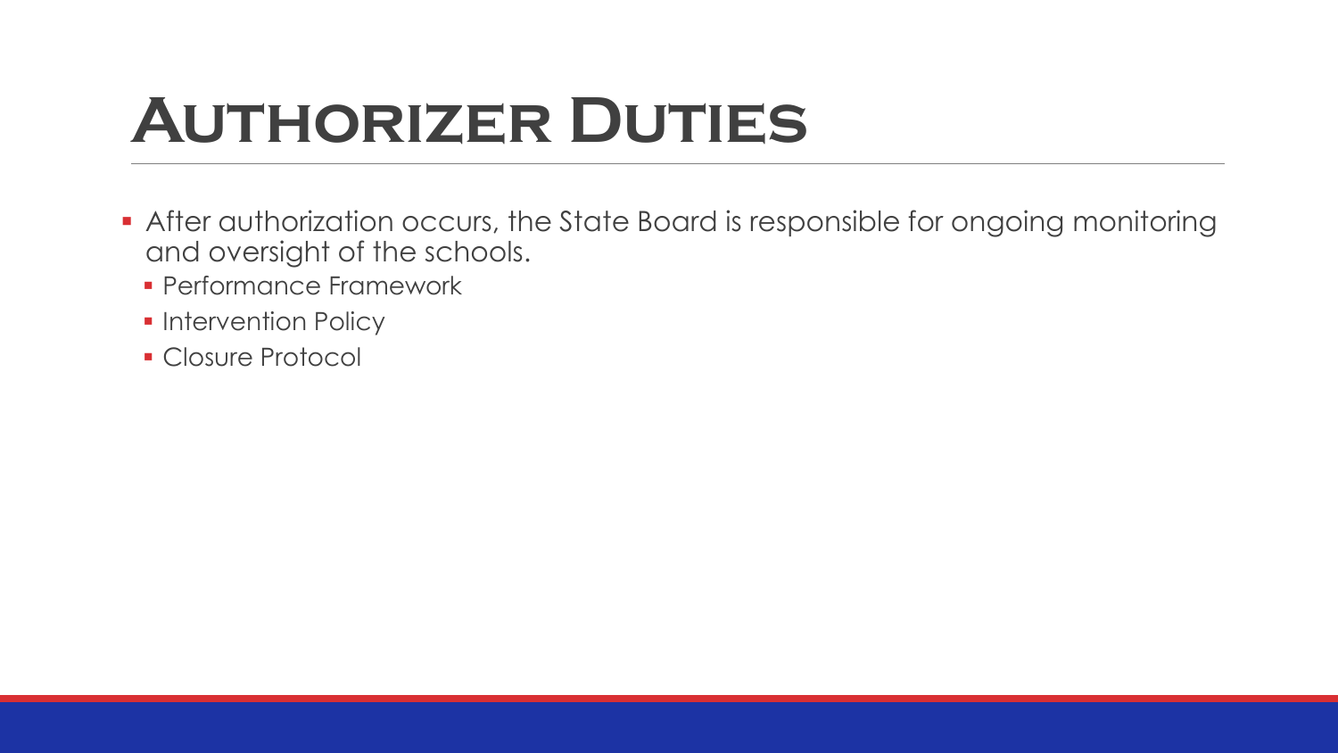# Authorizer Duties

- After authorization occurs, the State Board is responsible for ongoing monitoring and oversight of the schools.
  - Performance Framework
  - Intervention Policy
  - Closure Protocol